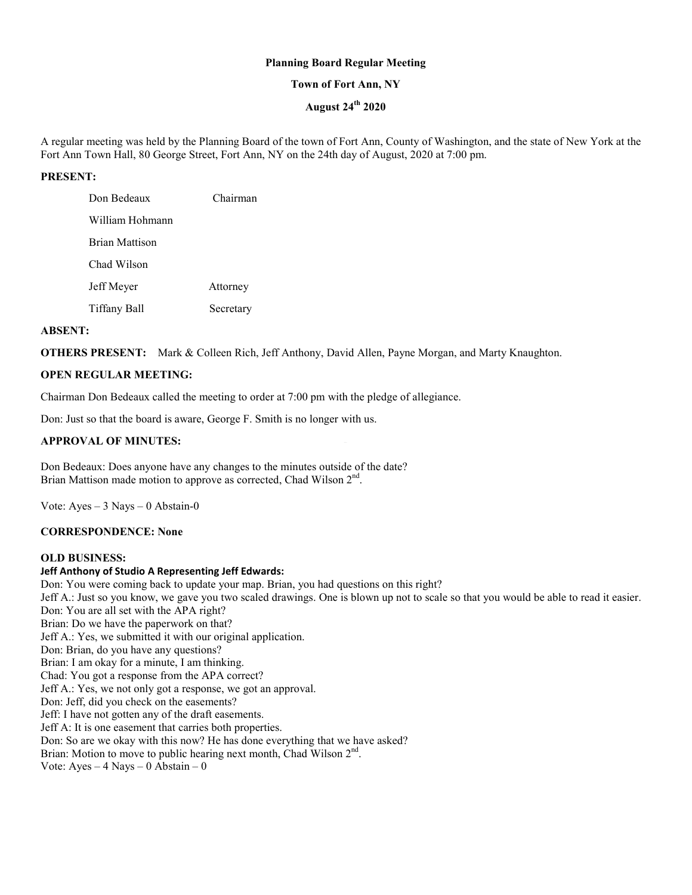**Planning Board Regular Meeting**

**Town of Fort Ann, NY**

**August 24th 2020**

A regular meeting was held by the Planning Board of the town of Fort Ann, County of Washington, and the state of New York at the Fort Ann Town Hall, 80 George Street, Fort Ann, NY on the 24th day of August, 2020 at 7:00 pm.

**PRESENT:**

| | |
|---|---|
| Don Bedeaux | Chairman |
| William Hohmann | |
| Brian Mattison | |
| Chad Wilson | |
| Jeff Meyer | Attorney |
| Tiffany Ball | Secretary |

**ABSENT:**

**OTHERS PRESENT:** Mark & Colleen Rich, Jeff Anthony, David Allen, Payne Morgan, and Marty Knaughton.

**OPEN REGULAR MEETING:**

Chairman Don Bedeaux called the meeting to order at 7:00 pm with the pledge of allegiance.

Don: Just so that the board is aware, George F. Smith is no longer with us.

**APPROVAL OF MINUTES:**

Don Bedeaux: Does anyone have any changes to the minutes outside of the date?
Brian Mattison made motion to approve as corrected, Chad Wilson 2nd.

Vote: Ayes – 3 Nays – 0 Abstain-0

**CORRESPONDENCE: None**

**OLD BUSINESS:**

**Jeff Anthony of Studio A Representing Jeff Edwards:**

Don: You were coming back to update your map. Brian, you had questions on this right?
Jeff A.: Just so you know, we gave you two scaled drawings. One is blown up not to scale so that you would be able to read it easier.
Don: You are all set with the APA right?
Brian: Do we have the paperwork on that?
Jeff A.: Yes, we submitted it with our original application.
Don: Brian, do you have any questions?
Brian: I am okay for a minute, I am thinking.
Chad: You got a response from the APA correct?
Jeff A.: Yes, we not only got a response, we got an approval.
Don: Jeff, did you check on the easements?
Jeff: I have not gotten any of the draft easements.
Jeff A: It is one easement that carries both properties.
Don: So are we okay with this now? He has done everything that we have asked?
Brian: Motion to move to public hearing next month, Chad Wilson 2nd.
Vote: Ayes – 4 Nays – 0 Abstain – 0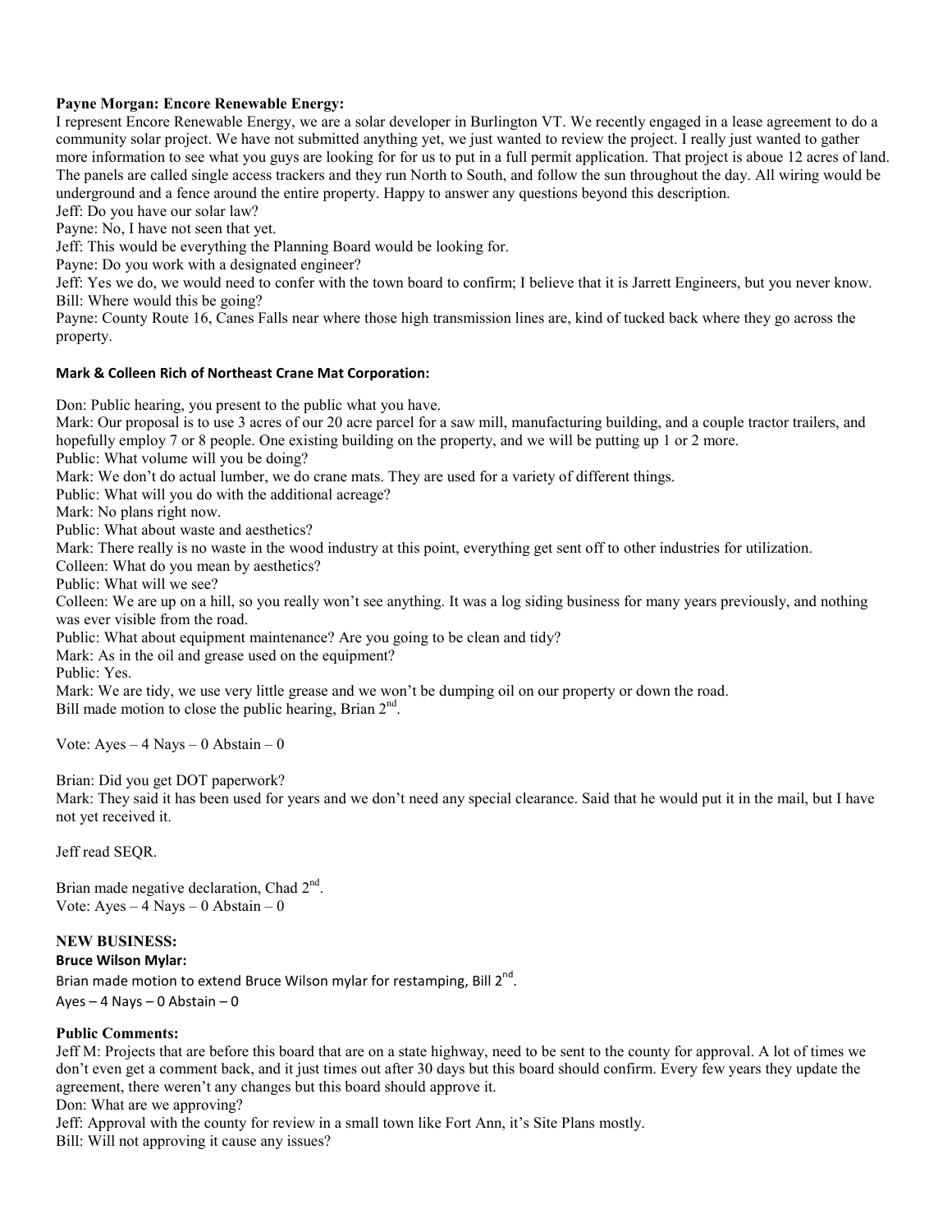**Payne Morgan: Encore Renewable Energy:**

I represent Encore Renewable Energy, we are a solar developer in Burlington VT. We recently engaged in a lease agreement to do a community solar project. We have not submitted anything yet, we just wanted to review the project. I really just wanted to gather more information to see what you guys are looking for for us to put in a full permit application. That project is aboue 12 acres of land. The panels are called single access trackers and they run North to South, and follow the sun throughout the day. All wiring would be underground and a fence around the entire property. Happy to answer any questions beyond this description.

Jeff: Do you have our solar law?

Payne: No, I have not seen that yet.

Jeff: This would be everything the Planning Board would be looking for.

Payne: Do you work with a designated engineer?

Jeff: Yes we do, we would need to confer with the town board to confirm; I believe that it is Jarrett Engineers, but you never know.

Bill: Where would this be going?

Payne: County Route 16, Canes Falls near where those high transmission lines are, kind of tucked back where they go across the property.

**Mark & Colleen Rich of Northeast Crane Mat Corporation:**

Don: Public hearing, you present to the public what you have.

Mark: Our proposal is to use 3 acres of our 20 acre parcel for a saw mill, manufacturing building, and a couple tractor trailers, and hopefully employ 7 or 8 people. One existing building on the property, and we will be putting up 1 or 2 more.

Public: What volume will you be doing?

Mark: We don't do actual lumber, we do crane mats. They are used for a variety of different things.

Public: What will you do with the additional acreage?

Mark: No plans right now.

Public: What about waste and aesthetics?

Mark: There really is no waste in the wood industry at this point, everything get sent off to other industries for utilization.

Colleen: What do you mean by aesthetics?

Public: What will we see?

Colleen: We are up on a hill, so you really won't see anything. It was a log siding business for many years previously, and nothing was ever visible from the road.

Public: What about equipment maintenance? Are you going to be clean and tidy?

Mark: As in the oil and grease used on the equipment?

Public: Yes.

Mark: We are tidy, we use very little grease and we won't be dumping oil on our property or down the road.

Bill made motion to close the public hearing, Brian 2nd.

Vote: Ayes – 4 Nays – 0 Abstain – 0

Brian: Did you get DOT paperwork?

Mark: They said it has been used for years and we don't need any special clearance. Said that he would put it in the mail, but I have not yet received it.

Jeff read SEQR.

Brian made negative declaration, Chad 2nd.
Vote: Ayes – 4 Nays – 0 Abstain – 0

**NEW BUSINESS:**

**Bruce Wilson Mylar:**

Brian made motion to extend Bruce Wilson mylar for restamping, Bill 2nd.
Ayes – 4 Nays – 0 Abstain – 0

**Public Comments:**

Jeff M: Projects that are before this board that are on a state highway, need to be sent to the county for approval. A lot of times we don't even get a comment back, and it just times out after 30 days but this board should confirm. Every few years they update the agreement, there weren't any changes but this board should approve it.

Don: What are we approving?

Jeff: Approval with the county for review in a small town like Fort Ann, it's Site Plans mostly.

Bill: Will not approving it cause any issues?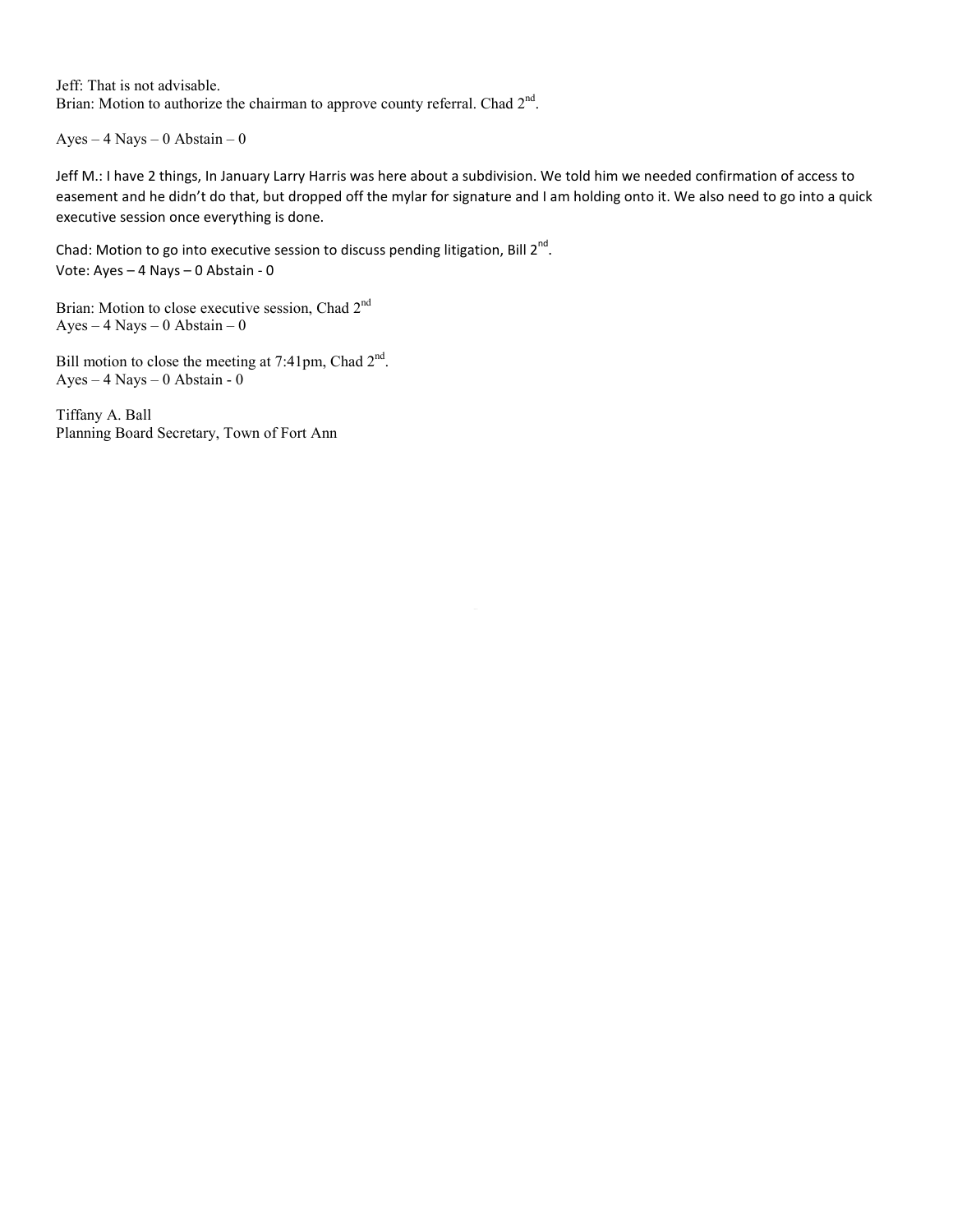Jeff: That is not advisable.
Brian: Motion to authorize the chairman to approve county referral. Chad 2nd.

Ayes – 4 Nays – 0 Abstain – 0

Jeff M.: I have 2 things, In January Larry Harris was here about a subdivision. We told him we needed confirmation of access to easement and he didn't do that, but dropped off the mylar for signature and I am holding onto it. We also need to go into a quick executive session once everything is done.

Chad: Motion to go into executive session to discuss pending litigation, Bill 2nd.
Vote: Ayes – 4 Nays – 0 Abstain - 0

Brian: Motion to close executive session, Chad 2nd
Ayes – 4 Nays – 0 Abstain – 0

Bill motion to close the meeting at 7:41pm, Chad 2nd.
Ayes – 4 Nays – 0 Abstain - 0

Tiffany A. Ball
Planning Board Secretary, Town of Fort Ann